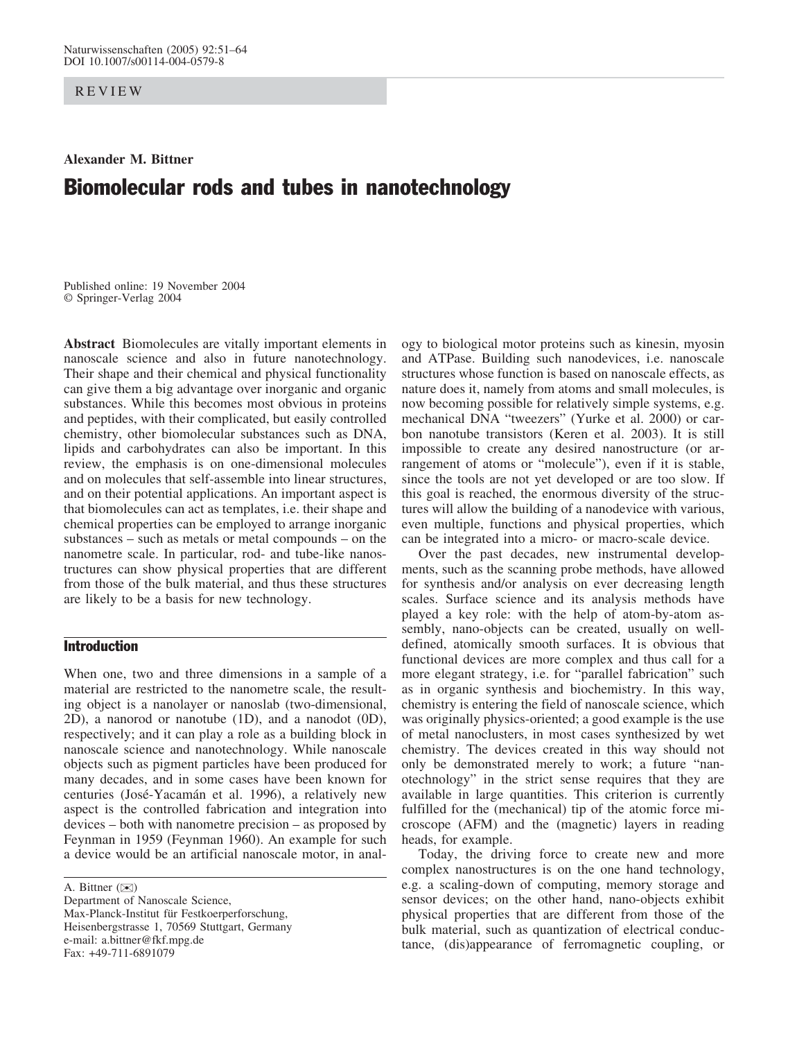REVIEW

**Alexander M. Bittner**

# Biomolecular rods and tubes in nanotechnology

Published online: 19 November 2004
© Springer-Verlag 2004

**Abstract** Biomolecules are vitally important elements in nanoscale science and also in future nanotechnology. Their shape and their chemical and physical functionality can give them a big advantage over inorganic and organic substances. While this becomes most obvious in proteins and peptides, with their complicated, but easily controlled chemistry, other biomolecular substances such as DNA, lipids and carbohydrates can also be important. In this review, the emphasis is on one-dimensional molecules and on molecules that self-assemble into linear structures, and on their potential applications. An important aspect is that biomolecules can act as templates, i.e. their shape and chemical properties can be employed to arrange inorganic substances – such as metals or metal compounds – on the nanometre scale. In particular, rod- and tube-like nanostructures can show physical properties that are different from those of the bulk material, and thus these structures are likely to be a basis for new technology.

## Introduction

When one, two and three dimensions in a sample of a material are restricted to the nanometre scale, the resulting object is a nanolayer or nanoslab (two-dimensional, 2D), a nanorod or nanotube (1D), and a nanodot (0D), respectively; and it can play a role as a building block in nanoscale science and nanotechnology. While nanoscale objects such as pigment particles have been produced for many decades, and in some cases have been known for centuries (José-Yacamán et al. 1996), a relatively new aspect is the controlled fabrication and integration into devices – both with nanometre precision – as proposed by Feynman in 1959 (Feynman 1960). An example for such a device would be an artificial nanoscale motor, in analogy to biological motor proteins such as kinesin, myosin and ATPase. Building such nanodevices, i.e. nanoscale structures whose function is based on nanoscale effects, as nature does it, namely from atoms and small molecules, is now becoming possible for relatively simple systems, e.g. mechanical DNA "tweezers" (Yurke et al. 2000) or carbon nanotube transistors (Keren et al. 2003). It is still impossible to create any desired nanostructure (or arrangement of atoms or "molecule"), even if it is stable, since the tools are not yet developed or are too slow. If this goal is reached, the enormous diversity of the structures will allow the building of a nanodevice with various, even multiple, functions and physical properties, which can be integrated into a micro- or macro-scale device.

Over the past decades, new instrumental developments, such as the scanning probe methods, have allowed for synthesis and/or analysis on ever decreasing length scales. Surface science and its analysis methods have played a key role: with the help of atom-by-atom assembly, nano-objects can be created, usually on well-defined, atomically smooth surfaces. It is obvious that functional devices are more complex and thus call for a more elegant strategy, i.e. for "parallel fabrication" such as in organic synthesis and biochemistry. In this way, chemistry is entering the field of nanoscale science, which was originally physics-oriented; a good example is the use of metal nanoclusters, in most cases synthesized by wet chemistry. The devices created in this way should not only be demonstrated merely to work; a future "nanotechnology" in the strict sense requires that they are available in large quantities. This criterion is currently fulfilled for the (mechanical) tip of the atomic force microscope (AFM) and the (magnetic) layers in reading heads, for example.

Today, the driving force to create new and more complex nanostructures is on the one hand technology, e.g. a scaling-down of computing, memory storage and sensor devices; on the other hand, nano-objects exhibit physical properties that are different from those of the bulk material, such as quantization of electrical conductance, (dis)appearance of ferromagnetic coupling, or

A. Bittner (✉)
Department of Nanoscale Science,
Max-Planck-Institut für Festkoerperforschung,
Heisenbergstrasse 1, 70569 Stuttgart, Germany
e-mail: a.bittner@fkf.mpg.de
Fax: +49-711-6891079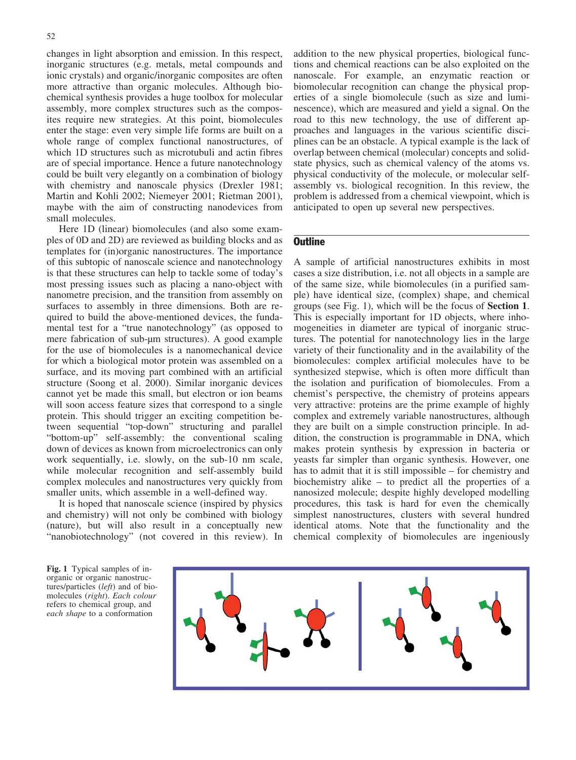changes in light absorption and emission. In this respect, inorganic structures (e.g. metals, metal compounds and ionic crystals) and organic/inorganic composites are often more attractive than organic molecules. Although biochemical synthesis provides a huge toolbox for molecular assembly, more complex structures such as the composites require new strategies. At this point, biomolecules enter the stage: even very simple life forms are built on a whole range of complex functional nanostructures, of which 1D structures such as microtubuli and actin fibres are of special importance. Hence a future nanotechnology could be built very elegantly on a combination of biology with chemistry and nanoscale physics (Drexler 1981; Martin and Kohli 2002; Niemeyer 2001; Rietman 2001), maybe with the aim of constructing nanodevices from small molecules.

Here 1D (linear) biomolecules (and also some examples of 0D and 2D) are reviewed as building blocks and as templates for (in)organic nanostructures. The importance of this subtopic of nanoscale science and nanotechnology is that these structures can help to tackle some of today's most pressing issues such as placing a nano-object with nanometre precision, and the transition from assembly on surfaces to assembly in three dimensions. Both are required to build the above-mentioned devices, the fundamental test for a "true nanotechnology" (as opposed to mere fabrication of sub-μm structures). A good example for the use of biomolecules is a nanomechanical device for which a biological motor protein was assembled on a surface, and its moving part combined with an artificial structure (Soong et al. 2000). Similar inorganic devices cannot yet be made this small, but electron or ion beams will soon access feature sizes that correspond to a single protein. This should trigger an exciting competition between sequential "top-down" structuring and parallel "bottom-up" self-assembly: the conventional scaling down of devices as known from microelectronics can only work sequentially, i.e. slowly, on the sub-10 nm scale, while molecular recognition and self-assembly build complex molecules and nanostructures very quickly from smaller units, which assemble in a well-defined way.

It is hoped that nanoscale science (inspired by physics and chemistry) will not only be combined with biology (nature), but will also result in a conceptually new "nanobiotechnology" (not covered in this review). In addition to the new physical properties, biological functions and chemical reactions can be also exploited on the nanoscale. For example, an enzymatic reaction or biomolecular recognition can change the physical properties of a single biomolecule (such as size and luminescence), which are measured and yield a signal. On the road to this new technology, the use of different approaches and languages in the various scientific disciplines can be an obstacle. A typical example is the lack of overlap between chemical (molecular) concepts and solid-state physics, such as chemical valency of the atoms vs. physical conductivity of the molecule, or molecular self-assembly vs. biological recognition. In this review, the problem is addressed from a chemical viewpoint, which is anticipated to open up several new perspectives.

## Outline

A sample of artificial nanostructures exhibits in most cases a size distribution, i.e. not all objects in a sample are of the same size, while biomolecules (in a purified sample) have identical size, (complex) shape, and chemical groups (see Fig. 1), which will be the focus of **Section 1**. This is especially important for 1D objects, where inhomogeneities in diameter are typical of inorganic structures. The potential for nanotechnology lies in the large variety of their functionality and in the availability of the biomolecules: complex artificial molecules have to be synthesized stepwise, which is often more difficult than the isolation and purification of biomolecules. From a chemist's perspective, the chemistry of proteins appears very attractive: proteins are the prime example of highly complex and extremely variable nanostructures, although they are built on a simple construction principle. In addition, the construction is programmable in DNA, which makes protein synthesis by expression in bacteria or yeasts far simpler than organic synthesis. However, one has to admit that it is still impossible – for chemistry and biochemistry alike – to predict all the properties of a nanosized molecule; despite highly developed modelling procedures, this task is hard for even the chemically simplest nanostructures, clusters with several hundred identical atoms. Note that the functionality and the chemical complexity of biomolecules are ingeniously

**Fig. 1** Typical samples of inorganic or organic nanostructures/particles (*left*) and of biomolecules (*right*). *Each colour* refers to chemical group, and *each shape* to a conformation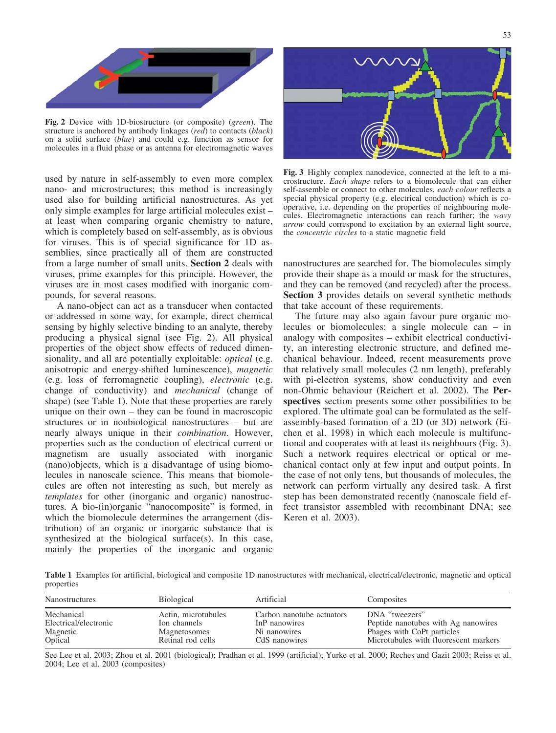**Fig. 2** Device with 1D-biostructure (or composite) (*green*). The structure is anchored by antibody linkages (*red*) to contacts (*black*) on a solid surface (*blue*) and could e.g. function as sensor for molecules in a fluid phase or as antenna for electromagnetic waves

**Fig. 3** Highly complex nanodevice, connected at the left to a microstructure. *Each shape* refers to a biomolecule that can either self-assemble or connect to other molecules, *each colour* reflects a special physical property (e.g. electrical conduction) which is cooperative, i.e. depending on the properties of neighbouring molecules. Electromagnetic interactions can reach further; the *wavy arrow* could correspond to excitation by an external light source, the *concentric circles* to a static magnetic field

used by nature in self-assembly to even more complex nano- and microstructures; this method is increasingly used also for building artificial nanostructures. As yet only simple examples for large artificial molecules exist – at least when comparing organic chemistry to nature, which is completely based on self-assembly, as is obvious for viruses. This is of special significance for 1D assemblies, since practically all of them are constructed from a large number of small units. **Section 2** deals with viruses, prime examples for this principle. However, the viruses are in most cases modified with inorganic compounds, for several reasons.

A nano-object can act as a transducer when contacted or addressed in some way, for example, direct chemical sensing by highly selective binding to an analyte, thereby producing a physical signal (see Fig. 2). All physical properties of the object show effects of reduced dimensionality, and all are potentially exploitable: *optical* (e.g. anisotropic and energy-shifted luminescence), *magnetic* (e.g. loss of ferromagnetic coupling), *electronic* (e.g. change of conductivity) and *mechanical* (change of shape) (see Table 1). Note that these properties are rarely unique on their own – they can be found in macroscopic structures or in nonbiological nanostructures – but are nearly always unique in their *combination*. However, properties such as the conduction of electrical current or magnetism are usually associated with inorganic (nano)objects, which is a disadvantage of using biomolecules in nanoscale science. This means that biomolecules are often not interesting as such, but merely as *templates* for other (inorganic and organic) nanostructures. A bio-(in)organic "nanocomposite" is formed, in which the biomolecule determines the arrangement (distribution) of an organic or inorganic substance that is synthesized at the biological surface(s). In this case, mainly the properties of the inorganic and organic nanostructures are searched for. The biomolecules simply provide their shape as a mould or mask for the structures, and they can be removed (and recycled) after the process. **Section 3** provides details on several synthetic methods that take account of these requirements.

The future may also again favour pure organic molecules or biomolecules: a single molecule can – in analogy with composites – exhibit electrical conductivity, an interesting electronic structure, and defined mechanical behaviour. Indeed, recent measurements prove that relatively small molecules (2 nm length), preferably with pi-electron systems, show conductivity and even non-Ohmic behaviour (Reichert et al. 2002). The **Perspectives** section presents some other possibilities to be explored. The ultimate goal can be formulated as the self-assembly-based formation of a 2D (or 3D) network (Eichen et al. 1998) in which each molecule is multifunctional and cooperates with at least its neighbours (Fig. 3). Such a network requires electrical or optical or mechanical contact only at few input and output points. In the case of not only tens, but thousands of molecules, the network can perform virtually any desired task. A first step has been demonstrated recently (nanoscale field effect transistor assembled with recombinant DNA; see Keren et al. 2003).

**Table 1** Examples for artificial, biological and composite 1D nanostructures with mechanical, electrical/electronic, magnetic and optical properties

| Nanostructures | Biological | Artificial | Composites |
|---|---|---|---|
| Mechanical | Actin, microtubules | Carbon nanotube actuators | DNA "tweezers" |
| Electrical/electronic | Ion channels | InP nanowires | Peptide nanotubes with Ag nanowires |
| Magnetic | Magnetosomes | Ni nanowires | Phages with CoPt particles |
| Optical | Retinal rod cells | CdS nanowires | Microtubules with fluorescent markers |

See Lee et al. 2003; Zhou et al. 2001 (biological); Pradhan et al. 1999 (artificial); Yurke et al. 2000; Reches and Gazit 2003; Reiss et al. 2004; Lee et al. 2003 (composites)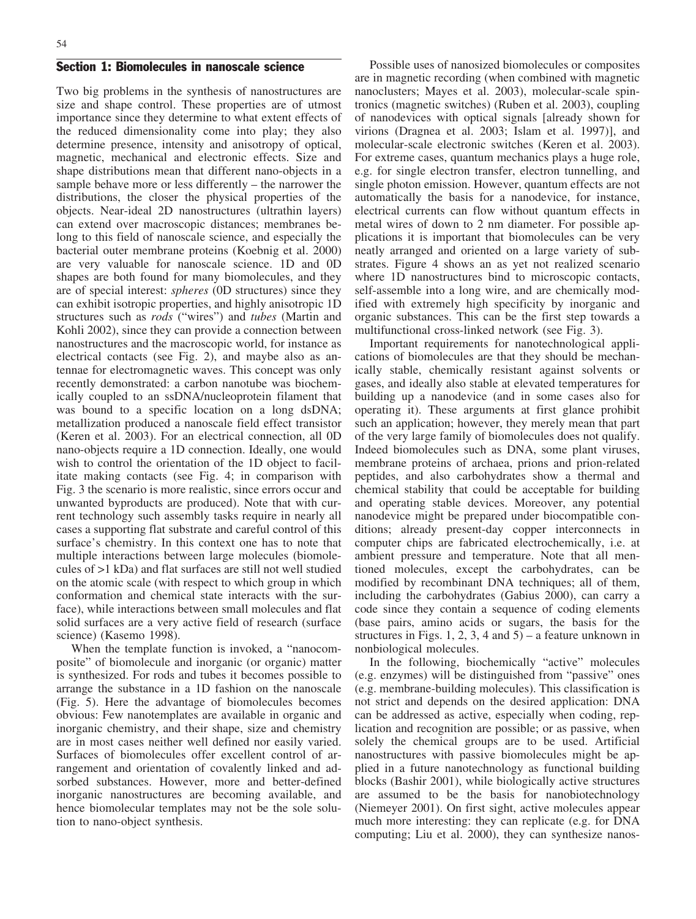## Section 1: Biomolecules in nanoscale science

Two big problems in the synthesis of nanostructures are size and shape control. These properties are of utmost importance since they determine to what extent effects of the reduced dimensionality come into play; they also determine presence, intensity and anisotropy of optical, magnetic, mechanical and electronic effects. Size and shape distributions mean that different nano-objects in a sample behave more or less differently – the narrower the distributions, the closer the physical properties of the objects. Near-ideal 2D nanostructures (ultrathin layers) can extend over macroscopic distances; membranes belong to this field of nanoscale science, and especially the bacterial outer membrane proteins (Koebnig et al. 2000) are very valuable for nanoscale science. 1D and 0D shapes are both found for many biomolecules, and they are of special interest: *spheres* (0D structures) since they can exhibit isotropic properties, and highly anisotropic 1D structures such as *rods* ("wires") and *tubes* (Martin and Kohli 2002), since they can provide a connection between nanostructures and the macroscopic world, for instance as electrical contacts (see Fig. 2), and maybe also as antennae for electromagnetic waves. This concept was only recently demonstrated: a carbon nanotube was biochemically coupled to an ssDNA/nucleoprotein filament that was bound to a specific location on a long dsDNA; metallization produced a nanoscale field effect transistor (Keren et al. 2003). For an electrical connection, all 0D nano-objects require a 1D connection. Ideally, one would wish to control the orientation of the 1D object to facilitate making contacts (see Fig. 4; in comparison with Fig. 3 the scenario is more realistic, since errors occur and unwanted byproducts are produced). Note that with current technology such assembly tasks require in nearly all cases a supporting flat substrate and careful control of this surface's chemistry. In this context one has to note that multiple interactions between large molecules (biomolecules of >1 kDa) and flat surfaces are still not well studied on the atomic scale (with respect to which group in which conformation and chemical state interacts with the surface), while interactions between small molecules and flat solid surfaces are a very active field of research (surface science) (Kasemo 1998).

When the template function is invoked, a "nanocomposite" of biomolecule and inorganic (or organic) matter is synthesized. For rods and tubes it becomes possible to arrange the substance in a 1D fashion on the nanoscale (Fig. 5). Here the advantage of biomolecules becomes obvious: Few nanotemplates are available in organic and inorganic chemistry, and their shape, size and chemistry are in most cases neither well defined nor easily varied. Surfaces of biomolecules offer excellent control of arrangement and orientation of covalently linked and adsorbed substances. However, more and better-defined inorganic nanostructures are becoming available, and hence biomolecular templates may not be the sole solution to nano-object synthesis.

Possible uses of nanosized biomolecules or composites are in magnetic recording (when combined with magnetic nanoclusters; Mayes et al. 2003), molecular-scale spintronics (magnetic switches) (Ruben et al. 2003), coupling of nanodevices with optical signals [already shown for virions (Dragnea et al. 2003; Islam et al. 1997)], and molecular-scale electronic switches (Keren et al. 2003). For extreme cases, quantum mechanics plays a huge role, e.g. for single electron transfer, electron tunnelling, and single photon emission. However, quantum effects are not automatically the basis for a nanodevice, for instance, electrical currents can flow without quantum effects in metal wires of down to 2 nm diameter. For possible applications it is important that biomolecules can be very neatly arranged and oriented on a large variety of substrates. Figure 4 shows an as yet not realized scenario where 1D nanostructures bind to microscopic contacts, self-assemble into a long wire, and are chemically modified with extremely high specificity by inorganic and organic substances. This can be the first step towards a multifunctional cross-linked network (see Fig. 3).

Important requirements for nanotechnological applications of biomolecules are that they should be mechanically stable, chemically resistant against solvents or gases, and ideally also stable at elevated temperatures for building up a nanodevice (and in some cases also for operating it). These arguments at first glance prohibit such an application; however, they merely mean that part of the very large family of biomolecules does not qualify. Indeed biomolecules such as DNA, some plant viruses, membrane proteins of archaea, prions and prion-related peptides, and also carbohydrates show a thermal and chemical stability that could be acceptable for building and operating stable devices. Moreover, any potential nanodevice might be prepared under biocompatible conditions; already present-day copper interconnects in computer chips are fabricated electrochemically, i.e. at ambient pressure and temperature. Note that all mentioned molecules, except the carbohydrates, can be modified by recombinant DNA techniques; all of them, including the carbohydrates (Gabius 2000), can carry a code since they contain a sequence of coding elements (base pairs, amino acids or sugars, the basis for the structures in Figs. 1, 2, 3, 4 and 5) – a feature unknown in nonbiological molecules.

In the following, biochemically "active" molecules (e.g. enzymes) will be distinguished from "passive" ones (e.g. membrane-building molecules). This classification is not strict and depends on the desired application: DNA can be addressed as active, especially when coding, replication and recognition are possible; or as passive, when solely the chemical groups are to be used. Artificial nanostructures with passive biomolecules might be applied in a future nanotechnology as functional building blocks (Bashir 2001), while biologically active structures are assumed to be the basis for nanobiotechnology (Niemeyer 2001). On first sight, active molecules appear much more interesting: they can replicate (e.g. for DNA computing; Liu et al. 2000), they can synthesize nanos-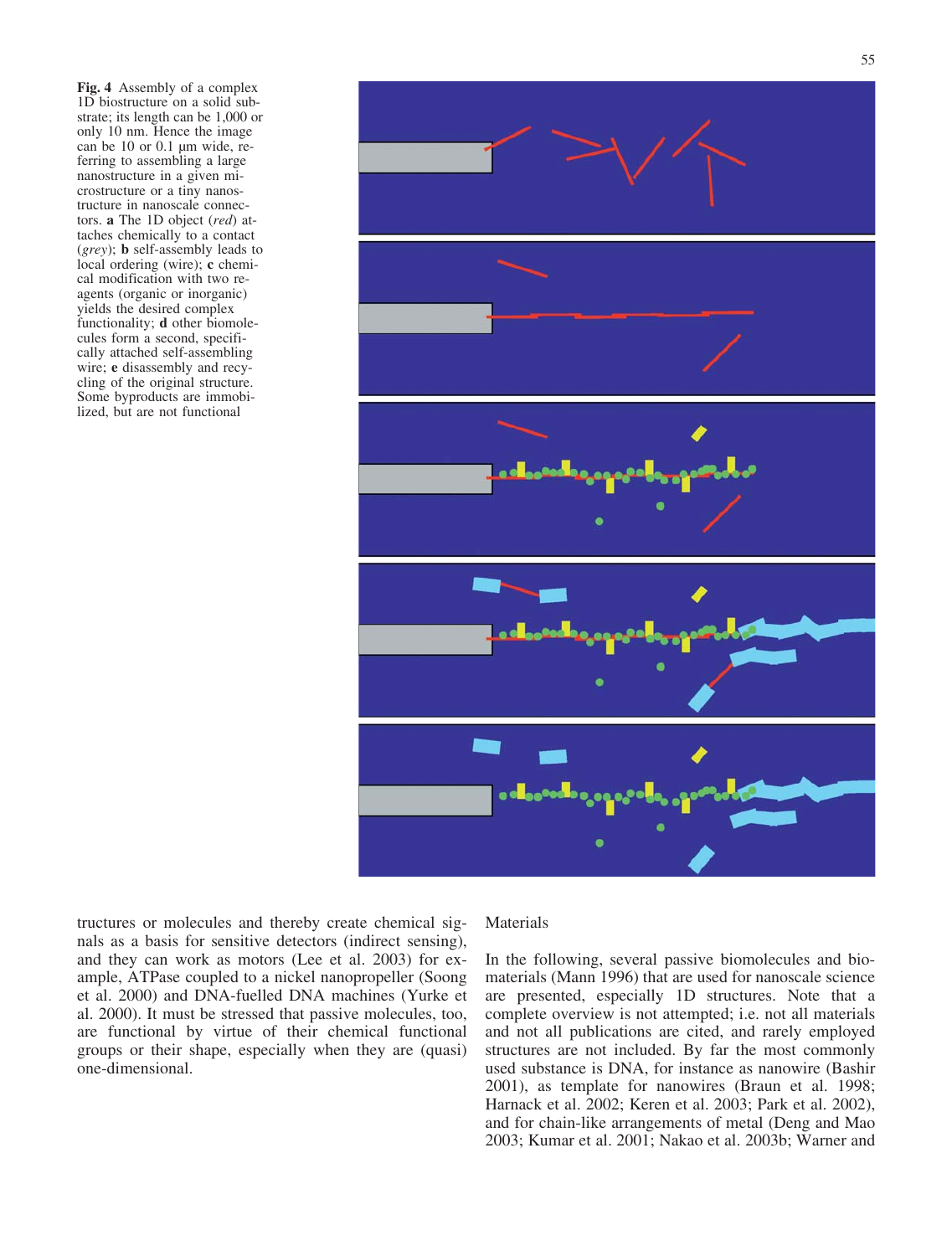**Fig. 4** Assembly of a complex 1D biostructure on a solid substrate; its length can be 1,000 or only 10 nm. Hence the image can be 10 or 0.1 μm wide, referring to assembling a large nanostructure in a given microstructure or a tiny nanostructure in nanoscale connectors. **a** The 1D object (*red*) attaches chemically to a contact (*grey*); **b** self-assembly leads to local ordering (wire); **c** chemical modification with two reagents (organic or inorganic) yields the desired complex functionality; **d** other biomolecules form a second, specifically attached self-assembling wire; **e** disassembly and recycling of the original structure. Some byproducts are immobilized, but are not functional

tructures or molecules and thereby create chemical signals as a basis for sensitive detectors (indirect sensing), and they can work as motors (Lee et al. 2003) for example, ATPase coupled to a nickel nanopropeller (Soong et al. 2000) and DNA-fuelled DNA machines (Yurke et al. 2000). It must be stressed that passive molecules, too, are functional by virtue of their chemical functional groups or their shape, especially when they are (quasi) one-dimensional.

## Materials

In the following, several passive biomolecules and biomaterials (Mann 1996) that are used for nanoscale science are presented, especially 1D structures. Note that a complete overview is not attempted; i.e. not all materials and not all publications are cited, and rarely employed structures are not included. By far the most commonly used substance is DNA, for instance as nanowire (Bashir 2001), as template for nanowires (Braun et al. 1998; Harnack et al. 2002; Keren et al. 2003; Park et al. 2002), and for chain-like arrangements of metal (Deng and Mao 2003; Kumar et al. 2001; Nakao et al. 2003b; Warner and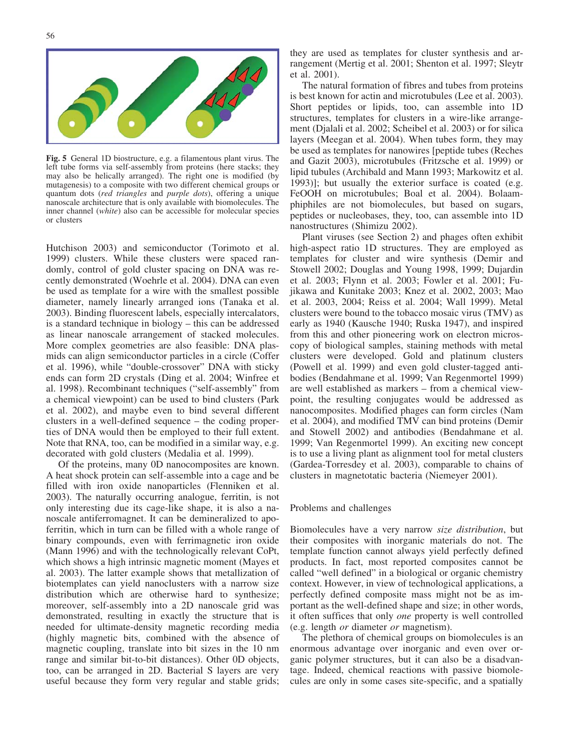**Fig. 5** General 1D biostructure, e.g. a filamentous plant virus. The left tube forms via self-assembly from proteins (here stacks; they may also be helically arranged). The right one is modified (by mutagenesis) to a composite with two different chemical groups or quantum dots (*red triangles* and *purple dots*), offering a unique nanoscale architecture that is only available with biomolecules. The inner channel (*white*) also can be accessible for molecular species or clusters

Hutchison 2003) and semiconductor (Torimoto et al. 1999) clusters. While these clusters were spaced randomly, control of gold cluster spacing on DNA was recently demonstrated (Woehrle et al. 2004). DNA can even be used as template for a wire with the smallest possible diameter, namely linearly arranged ions (Tanaka et al. 2003). Binding fluorescent labels, especially intercalators, is a standard technique in biology – this can be addressed as linear nanoscale arrangement of stacked molecules. More complex geometries are also feasible: DNA plasmids can align semiconductor particles in a circle (Coffer et al. 1996), while "double-crossover" DNA with sticky ends can form 2D crystals (Ding et al. 2004; Winfree et al. 1998). Recombinant techniques ("self-assembly" from a chemical viewpoint) can be used to bind clusters (Park et al. 2002), and maybe even to bind several different clusters in a well-defined sequence – the coding properties of DNA would then be employed to their full extent. Note that RNA, too, can be modified in a similar way, e.g. decorated with gold clusters (Medalia et al. 1999).

Of the proteins, many 0D nanocomposites are known. A heat shock protein can self-assemble into a cage and be filled with iron oxide nanoparticles (Flenniken et al. 2003). The naturally occurring analogue, ferritin, is not only interesting due its cage-like shape, it is also a nanoscale antiferromagnet. It can be demineralized to apoferritin, which in turn can be filled with a whole range of binary compounds, even with ferrimagnetic iron oxide (Mann 1996) and with the technologically relevant CoPt, which shows a high intrinsic magnetic moment (Mayes et al. 2003). The latter example shows that metallization of biotemplates can yield nanoclusters with a narrow size distribution which are otherwise hard to synthesize; moreover, self-assembly into a 2D nanoscale grid was demonstrated, resulting in exactly the structure that is needed for ultimate-density magnetic recording media (highly magnetic bits, combined with the absence of magnetic coupling, translate into bit sizes in the 10 nm range and similar bit-to-bit distances). Other 0D objects, too, can be arranged in 2D. Bacterial S layers are very useful because they form very regular and stable grids; they are used as templates for cluster synthesis and arrangement (Mertig et al. 2001; Shenton et al. 1997; Sleytr et al. 2001).

The natural formation of fibres and tubes from proteins is best known for actin and microtubules (Lee et al. 2003). Short peptides or lipids, too, can assemble into 1D structures, templates for clusters in a wire-like arrangement (Djalali et al. 2002; Scheibel et al. 2003) or for silica layers (Meegan et al. 2004). When tubes form, they may be used as templates for nanowires [peptide tubes (Reches and Gazit 2003), microtubules (Fritzsche et al. 1999) or lipid tubules (Archibald and Mann 1993; Markowitz et al. 1993)]; but usually the exterior surface is coated (e.g. FeOOH on microtubules; Boal et al. 2004). Bolaamphiphiles are not biomolecules, but based on sugars, peptides or nucleobases, they, too, can assemble into 1D nanostructures (Shimizu 2002).

Plant viruses (see Section 2) and phages often exhibit high-aspect ratio 1D structures. They are employed as templates for cluster and wire synthesis (Demir and Stowell 2002; Douglas and Young 1998, 1999; Dujardin et al. 2003; Flynn et al. 2003; Fowler et al. 2001; Fujikawa and Kunitake 2003; Knez et al. 2002, 2003; Mao et al. 2003, 2004; Reiss et al. 2004; Wall 1999). Metal clusters were bound to the tobacco mosaic virus (TMV) as early as 1940 (Kausche 1940; Ruska 1947), and inspired from this and other pioneering work on electron microscopy of biological samples, staining methods with metal clusters were developed. Gold and platinum clusters (Powell et al. 1999) and even gold cluster-tagged antibodies (Bendahmane et al. 1999; Van Regenmortel 1999) are well established as markers – from a chemical viewpoint, the resulting conjugates would be addressed as nanocomposites. Modified phages can form circles (Nam et al. 2004), and modified TMV can bind proteins (Demir and Stowell 2002) and antibodies (Bendahmane et al. 1999; Van Regenmortel 1999). An exciting new concept is to use a living plant as alignment tool for metal clusters (Gardea-Torresdey et al. 2003), comparable to chains of clusters in magnetotatic bacteria (Niemeyer 2001).

## Problems and challenges

Biomolecules have a very narrow *size distribution*, but their composites with inorganic materials do not. The template function cannot always yield perfectly defined products. In fact, most reported composites cannot be called "well defined" in a biological or organic chemistry context. However, in view of technological applications, a perfectly defined composite mass might not be as important as the well-defined shape and size; in other words, it often suffices that only *one* property is well controlled (e.g. length *or* diameter *or* magnetism).

The plethora of chemical groups on biomolecules is an enormous advantage over inorganic and even over organic polymer structures, but it can also be a disadvantage. Indeed, chemical reactions with passive biomolecules are only in some cases site-specific, and a spatially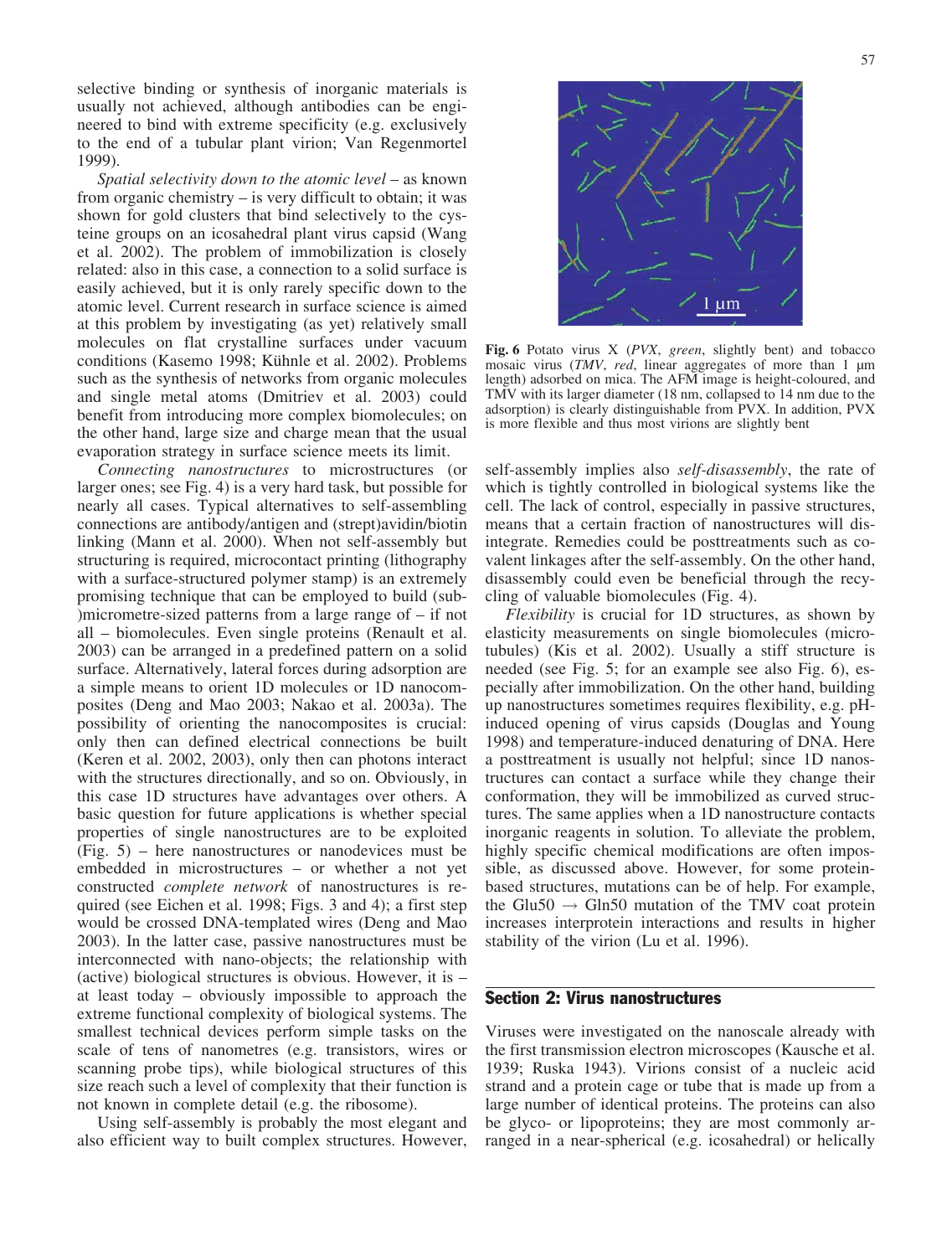selective binding or synthesis of inorganic materials is usually not achieved, although antibodies can be engineered to bind with extreme specificity (e.g. exclusively to the end of a tubular plant virion; Van Regenmortel 1999).

*Spatial selectivity down to the atomic level* – as known from organic chemistry – is very difficult to obtain; it was shown for gold clusters that bind selectively to the cysteine groups on an icosahedral plant virus capsid (Wang et al. 2002). The problem of immobilization is closely related: also in this case, a connection to a solid surface is easily achieved, but it is only rarely specific down to the atomic level. Current research in surface science is aimed at this problem by investigating (as yet) relatively small molecules on flat crystalline surfaces under vacuum conditions (Kasemo 1998; Kühnle et al. 2002). Problems such as the synthesis of networks from organic molecules and single metal atoms (Dmitriev et al. 2003) could benefit from introducing more complex biomolecules; on the other hand, large size and charge mean that the usual evaporation strategy in surface science meets its limit.

*Connecting nanostructures* to microstructures (or larger ones; see Fig. 4) is a very hard task, but possible for nearly all cases. Typical alternatives to self-assembling connections are antibody/antigen and (strept)avidin/biotin linking (Mann et al. 2000). When not self-assembly but structuring is required, microcontact printing (lithography with a surface-structured polymer stamp) is an extremely promising technique that can be employed to build (sub-)micrometre-sized patterns from a large range of – if not all – biomolecules. Even single proteins (Renault et al. 2003) can be arranged in a predefined pattern on a solid surface. Alternatively, lateral forces during adsorption are a simple means to orient 1D molecules or 1D nanocomposites (Deng and Mao 2003; Nakao et al. 2003a). The possibility of orienting the nanocomposites is crucial: only then can defined electrical connections be built (Keren et al. 2002, 2003), only then can photons interact with the structures directionally, and so on. Obviously, in this case 1D structures have advantages over others. A basic question for future applications is whether special properties of single nanostructures are to be exploited (Fig. 5) – here nanostructures or nanodevices must be embedded in microstructures – or whether a not yet constructed *complete network* of nanostructures is required (see Eichen et al. 1998; Figs. 3 and 4); a first step would be crossed DNA-templated wires (Deng and Mao 2003). In the latter case, passive nanostructures must be interconnected with nano-objects; the relationship with (active) biological structures is obvious. However, it is – at least today – obviously impossible to approach the extreme functional complexity of biological systems. The smallest technical devices perform simple tasks on the scale of tens of nanometres (e.g. transistors, wires or scanning probe tips), while biological structures of this size reach such a level of complexity that their function is not known in complete detail (e.g. the ribosome).

Using self-assembly is probably the most elegant and also efficient way to built complex structures. However, self-assembly implies also *self-disassembly*, the rate of which is tightly controlled in biological systems like the cell. The lack of control, especially in passive structures, means that a certain fraction of nanostructures will disintegrate. Remedies could be posttreatments such as covalent linkages after the self-assembly. On the other hand, disassembly could even be beneficial through the recycling of valuable biomolecules (Fig. 4).

**Fig. 6** Potato virus X (*PVX*, *green*, slightly bent) and tobacco mosaic virus (*TMV*, *red*, linear aggregates of more than 1 μm length) adsorbed on mica. The AFM image is height-coloured, and TMV with its larger diameter (18 nm, collapsed to 14 nm due to the adsorption) is clearly distinguishable from PVX. In addition, PVX is more flexible and thus most virions are slightly bent

*Flexibility* is crucial for 1D structures, as shown by elasticity measurements on single biomolecules (microtubules) (Kis et al. 2002). Usually a stiff structure is needed (see Fig. 5; for an example see also Fig. 6), especially after immobilization. On the other hand, building up nanostructures sometimes requires flexibility, e.g. pH-induced opening of virus capsids (Douglas and Young 1998) and temperature-induced denaturing of DNA. Here a posttreatment is usually not helpful; since 1D nanostructures can contact a surface while they change their conformation, they will be immobilized as curved structures. The same applies when a 1D nanostructure contacts inorganic reagents in solution. To alleviate the problem, highly specific chemical modifications are often impossible, as discussed above. However, for some protein-based structures, mutations can be of help. For example, the Glu50 → Gln50 mutation of the TMV coat protein increases interprotein interactions and results in higher stability of the virion (Lu et al. 1996).

## Section 2: Virus nanostructures

Viruses were investigated on the nanoscale already with the first transmission electron microscopes (Kausche et al. 1939; Ruska 1943). Virions consist of a nucleic acid strand and a protein cage or tube that is made up from a large number of identical proteins. The proteins can also be glyco- or lipoproteins; they are most commonly arranged in a near-spherical (e.g. icosahedral) or helically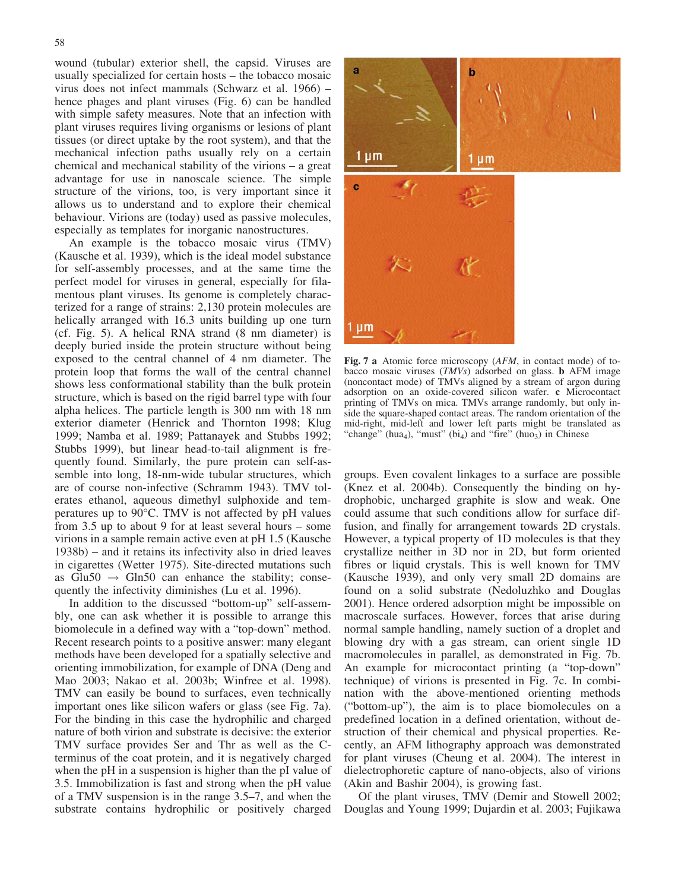wound (tubular) exterior shell, the capsid. Viruses are usually specialized for certain hosts – the tobacco mosaic virus does not infect mammals (Schwarz et al. 1966) – hence phages and plant viruses (Fig. 6) can be handled with simple safety measures. Note that an infection with plant viruses requires living organisms or lesions of plant tissues (or direct uptake by the root system), and that the mechanical infection paths usually rely on a certain chemical and mechanical stability of the virions – a great advantage for use in nanoscale science. The simple structure of the virions, too, is very important since it allows us to understand and to explore their chemical behaviour. Virions are (today) used as passive molecules, especially as templates for inorganic nanostructures.

An example is the tobacco mosaic virus (TMV) (Kausche et al. 1939), which is the ideal model substance for self-assembly processes, and at the same time the perfect model for viruses in general, especially for filamentous plant viruses. Its genome is completely characterized for a range of strains: 2,130 protein molecules are helically arranged with 16.3 units building up one turn (cf. Fig. 5). A helical RNA strand (8 nm diameter) is deeply buried inside the protein structure without being exposed to the central channel of 4 nm diameter. The protein loop that forms the wall of the central channel shows less conformational stability than the bulk protein structure, which is based on the rigid barrel type with four alpha helices. The particle length is 300 nm with 18 nm exterior diameter (Henrick and Thornton 1998; Klug 1999; Namba et al. 1989; Pattanayek and Stubbs 1992; Stubbs 1999), but linear head-to-tail alignment is frequently found. Similarly, the pure protein can self-assemble into long, 18-nm-wide tubular structures, which are of course non-infective (Schramm 1943). TMV tolerates ethanol, aqueous dimethyl sulphoxide and temperatures up to 90°C. TMV is not affected by pH values from 3.5 up to about 9 for at least several hours – some virions in a sample remain active even at pH 1.5 (Kausche 1938b) – and it retains its infectivity also in dried leaves in cigarettes (Wetter 1975). Site-directed mutations such as Glu50 → Gln50 can enhance the stability; consequently the infectivity diminishes (Lu et al. 1996).

In addition to the discussed "bottom-up" self-assembly, one can ask whether it is possible to arrange this biomolecule in a defined way with a "top-down" method. Recent research points to a positive answer: many elegant methods have been developed for a spatially selective and orienting immobilization, for example of DNA (Deng and Mao 2003; Nakao et al. 2003b; Winfree et al. 1998). TMV can easily be bound to surfaces, even technically important ones like silicon wafers or glass (see Fig. 7a). For the binding in this case the hydrophilic and charged nature of both virion and substrate is decisive: the exterior TMV surface provides Ser and Thr as well as the C-terminus of the coat protein, and it is negatively charged when the pH in a suspension is higher than the pI value of 3.5. Immobilization is fast and strong when the pH value of a TMV suspension is in the range 3.5–7, and when the substrate contains hydrophilic or positively charged groups. Even covalent linkages to a surface are possible (Knez et al. 2004b). Consequently the binding on hydrophobic, uncharged graphite is slow and weak. One could assume that such conditions allow for surface diffusion, and finally for arrangement towards 2D crystals. However, a typical property of 1D molecules is that they crystallize neither in 3D nor in 2D, but form oriented fibres or liquid crystals. This is well known for TMV (Kausche 1939), and only very small 2D domains are found on a solid substrate (Nedoluzhko and Douglas 2001). Hence ordered adsorption might be impossible on macroscale surfaces. However, forces that arise during normal sample handling, namely suction of a droplet and blowing dry with a gas stream, can orient single 1D macromolecules in parallel, as demonstrated in Fig. 7b. An example for microcontact printing (a "top-down" technique) of virions is presented in Fig. 7c. In combination with the above-mentioned orienting methods ("bottom-up"), the aim is to place biomolecules on a predefined location in a defined orientation, without destruction of their chemical and physical properties. Recently, an AFM lithography approach was demonstrated for plant viruses (Cheung et al. 2004). The interest in dielectrophoretic capture of nano-objects, also of virions (Akin and Bashir 2004), is growing fast.

**Fig. 7 a** Atomic force microscopy (*AFM*, in contact mode) of tobacco mosaic viruses (*TMVs*) adsorbed on glass. **b** AFM image (noncontact mode) of TMVs aligned by a stream of argon during adsorption on an oxide-covered silicon wafer. **c** Microcontact printing of TMVs on mica. TMVs arrange randomly, but only inside the square-shaped contact areas. The random orientation of the mid-right, mid-left and lower left parts might be translated as "change" ($hua_4$), "must" ($bi_4$) and "fire" ($huo_3$) in Chinese

Of the plant viruses, TMV (Demir and Stowell 2002; Douglas and Young 1999; Dujardin et al. 2003; Fujikawa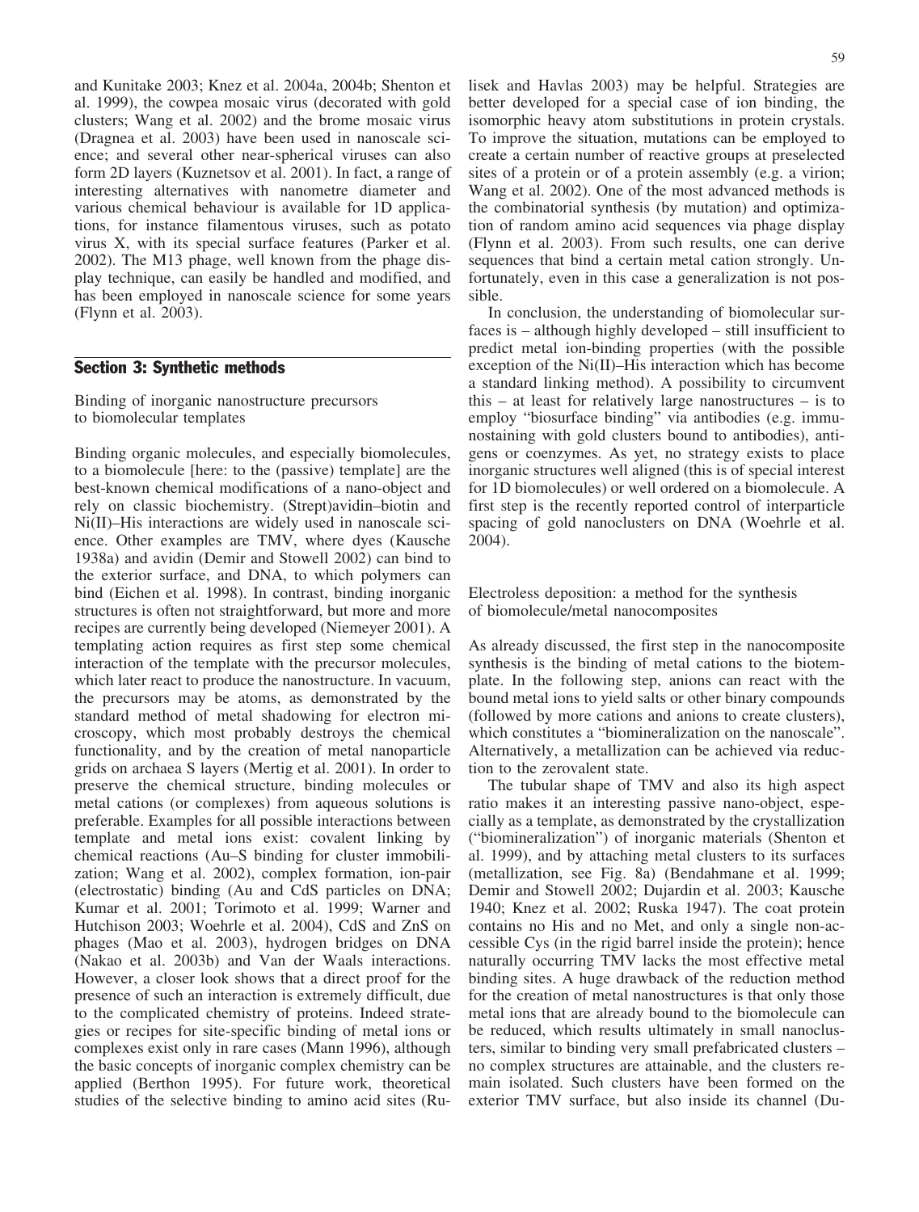and Kunitake 2003; Knez et al. 2004a, 2004b; Shenton et al. 1999), the cowpea mosaic virus (decorated with gold clusters; Wang et al. 2002) and the brome mosaic virus (Dragnea et al. 2003) have been used in nanoscale science; and several other near-spherical viruses can also form 2D layers (Kuznetsov et al. 2001). In fact, a range of interesting alternatives with nanometre diameter and various chemical behaviour is available for 1D applications, for instance filamentous viruses, such as potato virus X, with its special surface features (Parker et al. 2002). The M13 phage, well known from the phage display technique, can easily be handled and modified, and has been employed in nanoscale science for some years (Flynn et al. 2003).

## Section 3: Synthetic methods

### Binding of inorganic nanostructure precursors to biomolecular templates

Binding organic molecules, and especially biomolecules, to a biomolecule [here: to the (passive) template] are the best-known chemical modifications of a nano-object and rely on classic biochemistry. (Strept)avidin–biotin and Ni(II)–His interactions are widely used in nanoscale science. Other examples are TMV, where dyes (Kausche 1938a) and avidin (Demir and Stowell 2002) can bind to the exterior surface, and DNA, to which polymers can bind (Eichen et al. 1998). In contrast, binding inorganic structures is often not straightforward, but more and more recipes are currently being developed (Niemeyer 2001). A templating action requires as first step some chemical interaction of the template with the precursor molecules, which later react to produce the nanostructure. In vacuum, the precursors may be atoms, as demonstrated by the standard method of metal shadowing for electron microscopy, which most probably destroys the chemical functionality, and by the creation of metal nanoparticle grids on archaea S layers (Mertig et al. 2001). In order to preserve the chemical structure, binding molecules or metal cations (or complexes) from aqueous solutions is preferable. Examples for all possible interactions between template and metal ions exist: covalent linking by chemical reactions (Au–S binding for cluster immobilization; Wang et al. 2002), complex formation, ion-pair (electrostatic) binding (Au and CdS particles on DNA; Kumar et al. 2001; Torimoto et al. 1999; Warner and Hutchison 2003; Woehrle et al. 2004), CdS and ZnS on phages (Mao et al. 2003), hydrogen bridges on DNA (Nakao et al. 2003b) and Van der Waals interactions. However, a closer look shows that a direct proof for the presence of such an interaction is extremely difficult, due to the complicated chemistry of proteins. Indeed strategies or recipes for site-specific binding of metal ions or complexes exist only in rare cases (Mann 1996), although the basic concepts of inorganic complex chemistry can be applied (Berthon 1995). For future work, theoretical studies of the selective binding to amino acid sites (Rulisek and Havlas 2003) may be helpful. Strategies are better developed for a special case of ion binding, the isomorphic heavy atom substitutions in protein crystals. To improve the situation, mutations can be employed to create a certain number of reactive groups at preselected sites of a protein or of a protein assembly (e.g. a virion; Wang et al. 2002). One of the most advanced methods is the combinatorial synthesis (by mutation) and optimization of random amino acid sequences via phage display (Flynn et al. 2003). From such results, one can derive sequences that bind a certain metal cation strongly. Unfortunately, even in this case a generalization is not possible.

In conclusion, the understanding of biomolecular surfaces is – although highly developed – still insufficient to predict metal ion-binding properties (with the possible exception of the Ni(II)–His interaction which has become a standard linking method). A possibility to circumvent this – at least for relatively large nanostructures – is to employ "biosurface binding" via antibodies (e.g. immunostaining with gold clusters bound to antibodies), antigens or coenzymes. As yet, no strategy exists to place inorganic structures well aligned (this is of special interest for 1D biomolecules) or well ordered on a biomolecule. A first step is the recently reported control of interparticle spacing of gold nanoclusters on DNA (Woehrle et al. 2004).

### Electroless deposition: a method for the synthesis of biomolecule/metal nanocomposites

As already discussed, the first step in the nanocomposite synthesis is the binding of metal cations to the biotemplate. In the following step, anions can react with the bound metal ions to yield salts or other binary compounds (followed by more cations and anions to create clusters), which constitutes a "biomineralization on the nanoscale". Alternatively, a metallization can be achieved via reduction to the zerovalent state.

The tubular shape of TMV and also its high aspect ratio makes it an interesting passive nano-object, especially as a template, as demonstrated by the crystallization ("biomineralization") of inorganic materials (Shenton et al. 1999), and by attaching metal clusters to its surfaces (metallization, see Fig. 8a) (Bendahmane et al. 1999; Demir and Stowell 2002; Dujardin et al. 2003; Kausche 1940; Knez et al. 2002; Ruska 1947). The coat protein contains no His and no Met, and only a single non-accessible Cys (in the rigid barrel inside the protein); hence naturally occurring TMV lacks the most effective metal binding sites. A huge drawback of the reduction method for the creation of metal nanostructures is that only those metal ions that are already bound to the biomolecule can be reduced, which results ultimately in small nanoclusters, similar to binding very small prefabricated clusters – no complex structures are attainable, and the clusters remain isolated. Such clusters have been formed on the exterior TMV surface, but also inside its channel (Du-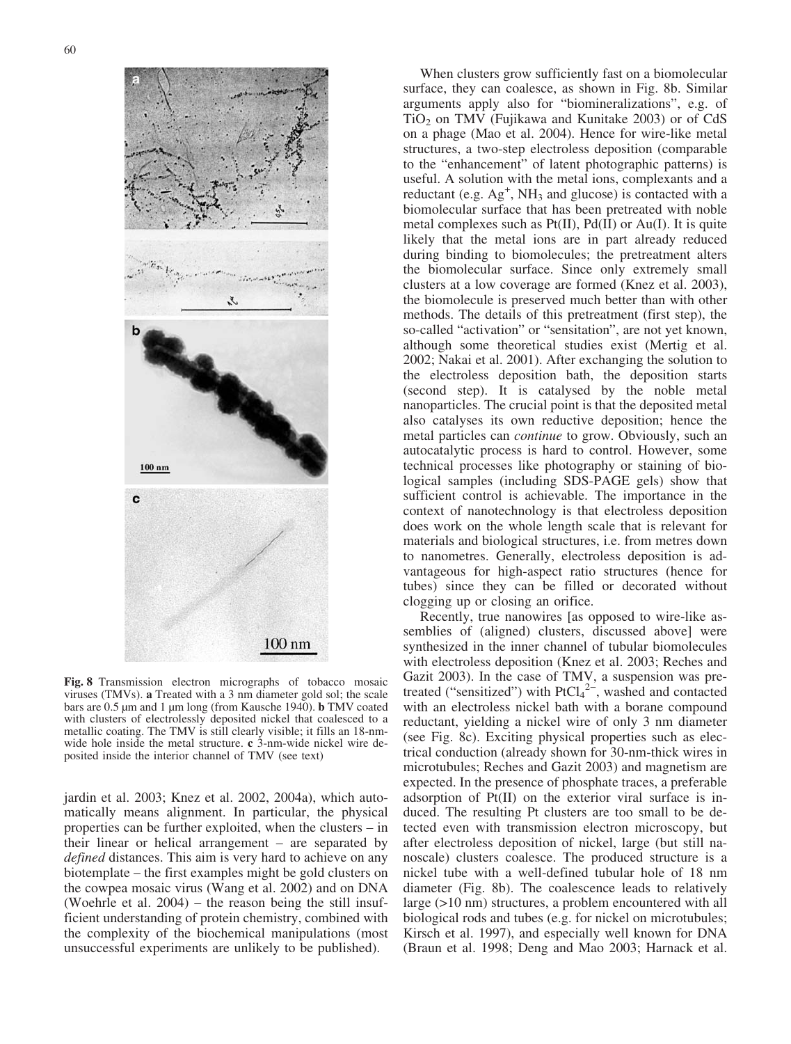Fig. 8 Transmission electron micrographs of tobacco mosaic viruses (TMVs). **a** Treated with a 3 nm diameter gold sol; the scale bars are 0.5 μm and 1 μm long (from Kausche 1940). **b** TMV coated with clusters of electrolessly deposited nickel that coalesced to a metallic coating. The TMV is still clearly visible; it fills an 18-nm-wide hole inside the metal structure. **c** 3-nm-wide nickel wire deposited inside the interior channel of TMV (see text)

jardin et al. 2003; Knez et al. 2002, 2004a), which automatically means alignment. In particular, the physical properties can be further exploited, when the clusters – in their linear or helical arrangement – are separated by *defined* distances. This aim is very hard to achieve on any biotemplate – the first examples might be gold clusters on the cowpea mosaic virus (Wang et al. 2002) and on DNA (Woehrle et al. 2004) – the reason being the still insufficient understanding of protein chemistry, combined with the complexity of the biochemical manipulations (most unsuccessful experiments are unlikely to be published).

When clusters grow sufficiently fast on a biomolecular surface, they can coalesce, as shown in Fig. 8b. Similar arguments apply also for "biomineralizations", e.g. of $TiO_2$ on TMV (Fujikawa and Kunitake 2003) or of CdS on a phage (Mao et al. 2004). Hence for wire-like metal structures, a two-step electroless deposition (comparable to the "enhancement" of latent photographic patterns) is useful. A solution with the metal ions, complexants and a reductant (e.g. $Ag^+$, $NH_3$ and glucose) is contacted with a biomolecular surface that has been pretreated with noble metal complexes such as Pt(II), Pd(II) or Au(I). It is quite likely that the metal ions are in part already reduced during binding to biomolecules; the pretreatment alters the biomolecular surface. Since only extremely small clusters at a low coverage are formed (Knez et al. 2003), the biomolecule is preserved much better than with other methods. The details of this pretreatment (first step), the so-called "activation" or "sensitation", are not yet known, although some theoretical studies exist (Mertig et al. 2002; Nakai et al. 2001). After exchanging the solution to the electroless deposition bath, the deposition starts (second step). It is catalysed by the noble metal nanoparticles. The crucial point is that the deposited metal also catalyses its own reductive deposition; hence the metal particles can *continue* to grow. Obviously, such an autocatalytic process is hard to control. However, some technical processes like photography or staining of biological samples (including SDS-PAGE gels) show that sufficient control is achievable. The importance in the context of nanotechnology is that electroless deposition does work on the whole length scale that is relevant for materials and biological structures, i.e. from metres down to nanometres. Generally, electroless deposition is advantageous for high-aspect ratio structures (hence for tubes) since they can be filled or decorated without clogging up or closing an orifice.

Recently, true nanowires [as opposed to wire-like assemblies of (aligned) clusters, discussed above] were synthesized in the inner channel of tubular biomolecules with electroless deposition (Knez et al. 2003; Reches and Gazit 2003). In the case of TMV, a suspension was pretreated ("sensitized") with $PtCl_4^{2-}$, washed and contacted with an electroless nickel bath with a borane compound reductant, yielding a nickel wire of only 3 nm diameter (see Fig. 8c). Exciting physical properties such as electrical conduction (already shown for 30-nm-thick wires in microtubules; Reches and Gazit 2003) and magnetism are expected. In the presence of phosphate traces, a preferable adsorption of Pt(II) on the exterior viral surface is induced. The resulting Pt clusters are too small to be detected even with transmission electron microscopy, but after electroless deposition of nickel, large (but still nanoscale) clusters coalesce. The produced structure is a nickel tube with a well-defined tubular hole of 18 nm diameter (Fig. 8b). The coalescence leads to relatively large (>10 nm) structures, a problem encountered with all biological rods and tubes (e.g. for nickel on microtubules; Kirsch et al. 1997), and especially well known for DNA (Braun et al. 1998; Deng and Mao 2003; Harnack et al.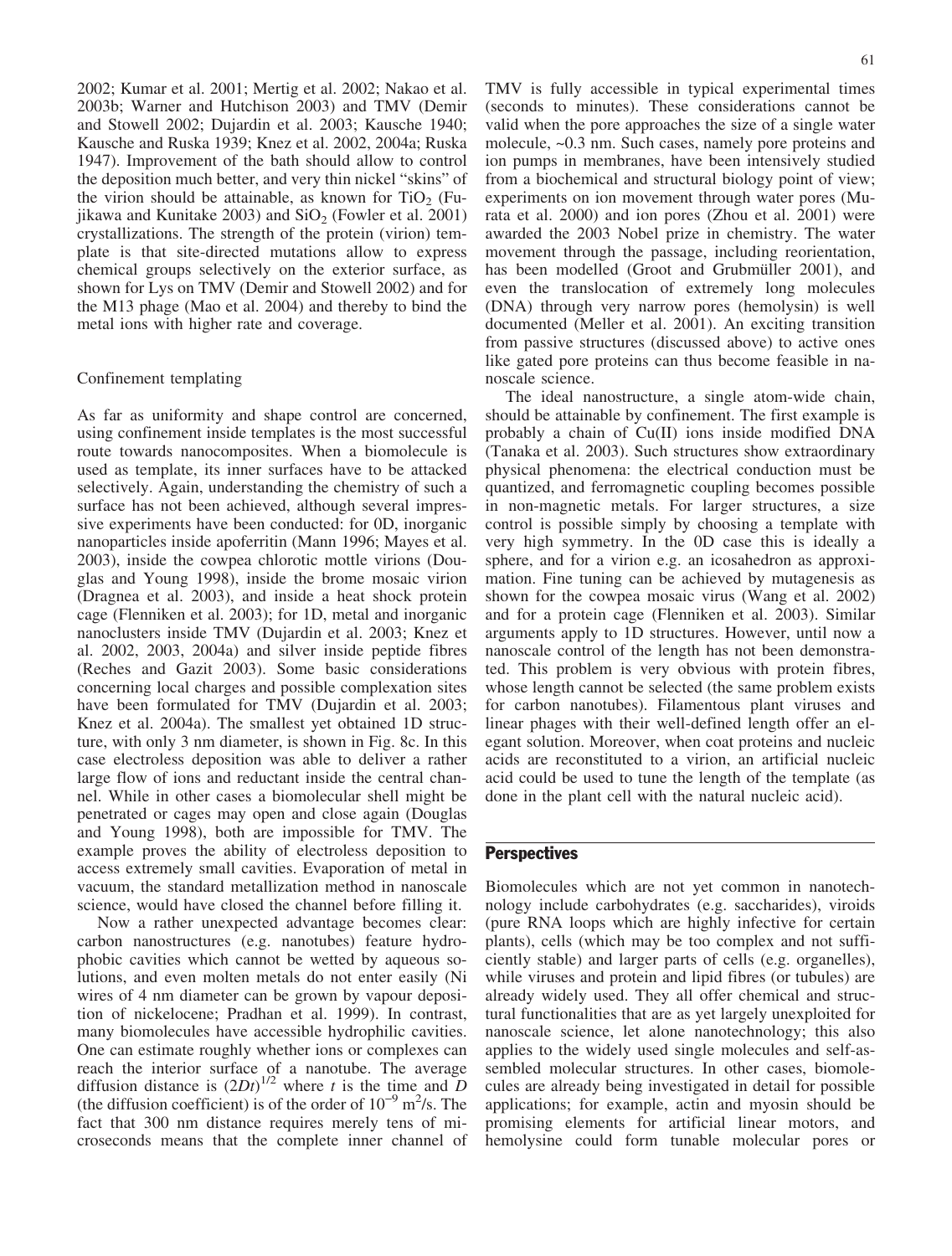2002; Kumar et al. 2001; Mertig et al. 2002; Nakao et al. 2003b; Warner and Hutchison 2003) and TMV (Demir and Stowell 2002; Dujardin et al. 2003; Kausche 1940; Kausche and Ruska 1939; Knez et al. 2002, 2004a; Ruska 1947). Improvement of the bath should allow to control the deposition much better, and very thin nickel "skins" of the virion should be attainable, as known for $TiO_2$ (Fujikawa and Kunitake 2003) and $SiO_2$ (Fowler et al. 2001) crystallizations. The strength of the protein (virion) template is that site-directed mutations allow to express chemical groups selectively on the exterior surface, as shown for Lys on TMV (Demir and Stowell 2002) and for the M13 phage (Mao et al. 2004) and thereby to bind the metal ions with higher rate and coverage.

### Confinement templating

As far as uniformity and shape control are concerned, using confinement inside templates is the most successful route towards nanocomposites. When a biomolecule is used as template, its inner surfaces have to be attacked selectively. Again, understanding the chemistry of such a surface has not been achieved, although several impressive experiments have been conducted: for 0D, inorganic nanoparticles inside apoferritin (Mann 1996; Mayes et al. 2003), inside the cowpea chlorotic mottle virions (Douglas and Young 1998), inside the brome mosaic virion (Dragnea et al. 2003), and inside a heat shock protein cage (Flenniken et al. 2003); for 1D, metal and inorganic nanoclusters inside TMV (Dujardin et al. 2003; Knez et al. 2002, 2003, 2004a) and silver inside peptide fibres (Reches and Gazit 2003). Some basic considerations concerning local charges and possible complexation sites have been formulated for TMV (Dujardin et al. 2003; Knez et al. 2004a). The smallest yet obtained 1D structure, with only 3 nm diameter, is shown in Fig. 8c. In this case electroless deposition was able to deliver a rather large flow of ions and reductant inside the central channel. While in other cases a biomolecular shell might be penetrated or cages may open and close again (Douglas and Young 1998), both are impossible for TMV. The example proves the ability of electroless deposition to access extremely small cavities. Evaporation of metal in vacuum, the standard metallization method in nanoscale science, would have closed the channel before filling it.

Now a rather unexpected advantage becomes clear: carbon nanostructures (e.g. nanotubes) feature hydrophobic cavities which cannot be wetted by aqueous solutions, and even molten metals do not enter easily (Ni wires of 4 nm diameter can be grown by vapour deposition of nickelocene; Pradhan et al. 1999). In contrast, many biomolecules have accessible hydrophilic cavities. One can estimate roughly whether ions or complexes can reach the interior surface of a nanotube. The average diffusion distance is $(2Dt)^{1/2}$ where $t$ is the time and $D$ (the diffusion coefficient) is of the order of $10^{-9}$ m$^2$/s. The fact that 300 nm distance requires merely tens of microseconds means that the complete inner channel of TMV is fully accessible in typical experimental times (seconds to minutes). These considerations cannot be valid when the pore approaches the size of a single water molecule, ~0.3 nm. Such cases, namely pore proteins and ion pumps in membranes, have been intensively studied from a biochemical and structural biology point of view; experiments on ion movement through water pores (Murata et al. 2000) and ion pores (Zhou et al. 2001) were awarded the 2003 Nobel prize in chemistry. The water movement through the passage, including reorientation, has been modelled (Groot and Grubmüller 2001), and even the translocation of extremely long molecules (DNA) through very narrow pores (hemolysin) is well documented (Meller et al. 2001). An exciting transition from passive structures (discussed above) to active ones like gated pore proteins can thus become feasible in nanoscale science.

The ideal nanostructure, a single atom-wide chain, should be attainable by confinement. The first example is probably a chain of Cu(II) ions inside modified DNA (Tanaka et al. 2003). Such structures show extraordinary physical phenomena: the electrical conduction must be quantized, and ferromagnetic coupling becomes possible in non-magnetic metals. For larger structures, a size control is possible simply by choosing a template with very high symmetry. In the 0D case this is ideally a sphere, and for a virion e.g. an icosahedron as approximation. Fine tuning can be achieved by mutagenesis as shown for the cowpea mosaic virus (Wang et al. 2002) and for a protein cage (Flenniken et al. 2003). Similar arguments apply to 1D structures. However, until now a nanoscale control of the length has not been demonstrated. This problem is very obvious with protein fibres, whose length cannot be selected (the same problem exists for carbon nanotubes). Filamentous plant viruses and linear phages with their well-defined length offer an elegant solution. Moreover, when coat proteins and nucleic acids are reconstituted to a virion, an artificial nucleic acid could be used to tune the length of the template (as done in the plant cell with the natural nucleic acid).

## Perspectives

Biomolecules which are not yet common in nanotechnology include carbohydrates (e.g. saccharides), viroids (pure RNA loops which are highly infective for certain plants), cells (which may be too complex and not sufficiently stable) and larger parts of cells (e.g. organelles), while viruses and protein and lipid fibres (or tubules) are already widely used. They all offer chemical and structural functionalities that are as yet largely unexploited for nanoscale science, let alone nanotechnology; this also applies to the widely used single molecules and self-assembled molecular structures. In other cases, biomolecules are already being investigated in detail for possible applications; for example, actin and myosin should be promising elements for artificial linear motors, and hemolysine could form tunable molecular pores or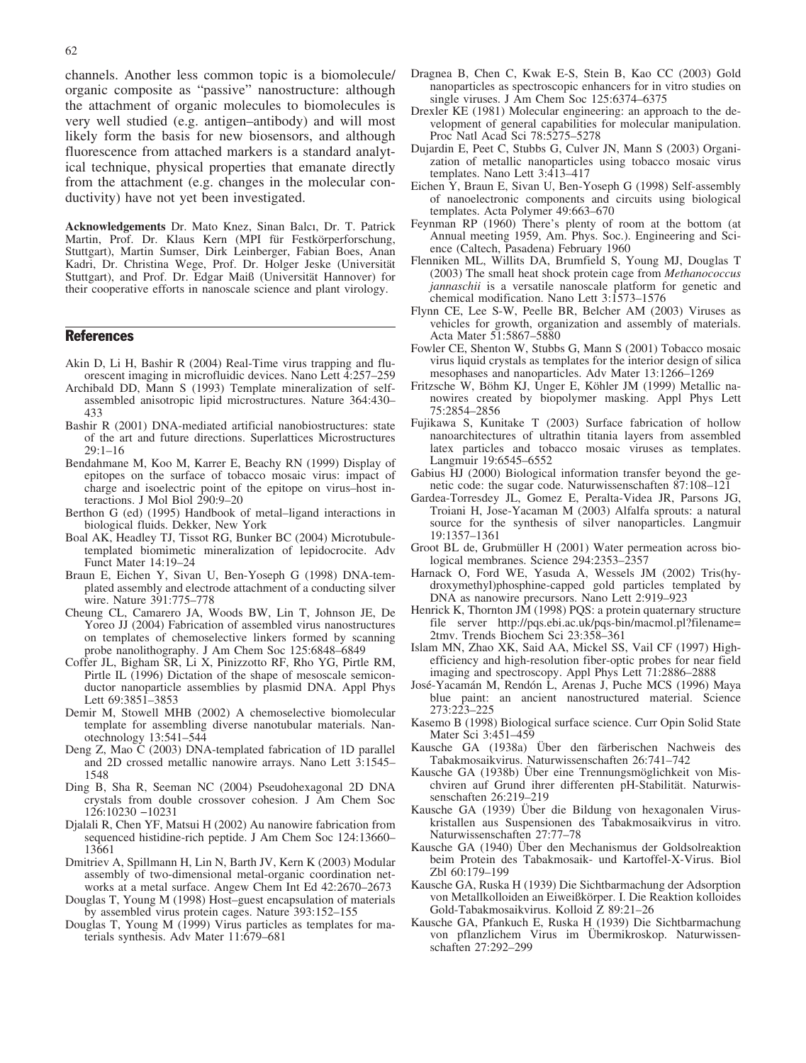channels. Another less common topic is a biomolecule/organic composite as "passive" nanostructure: although the attachment of organic molecules to biomolecules is very well studied (e.g. antigen–antibody) and will most likely form the basis for new biosensors, and although fluorescence from attached markers is a standard analytical technique, physical properties that emanate directly from the attachment (e.g. changes in the molecular conductivity) have not yet been investigated.

**Acknowledgements** Dr. Mato Knez, Sinan Balcı, Dr. T. Patrick Martin, Prof. Dr. Klaus Kern (MPI für Festkörperforschung, Stuttgart), Martin Sumser, Dirk Leinberger, Fabian Boes, Anan Kadri, Dr. Christina Wege, Prof. Dr. Holger Jeske (Universität Stuttgart), and Prof. Dr. Edgar Maiß (Universität Hannover) for their cooperative efforts in nanoscale science and plant virology.

## References

Akin D, Li H, Bashir R (2004) Real-Time virus trapping and fluorescent imaging in microfluidic devices. Nano Lett 4:257–259

Archibald DD, Mann S (1993) Template mineralization of self-assembled anisotropic lipid microstructures. Nature 364:430–433

Bashir R (2001) DNA-mediated artificial nanobiostructures: state of the art and future directions. Superlattices Microstructures 29:1–16

Bendahmane M, Koo M, Karrer E, Beachy RN (1999) Display of epitopes on the surface of tobacco mosaic virus: impact of charge and isoelectric point of the epitope on virus–host interactions. J Mol Biol 290:9–20

Berthon G (ed) (1995) Handbook of metal–ligand interactions in biological fluids. Dekker, New York

Boal AK, Headley TJ, Tissot RG, Bunker BC (2004) Microtubule-templated biomimetic mineralization of lepidocrocite. Adv Funct Mater 14:19–24

Braun E, Eichen Y, Sivan U, Ben-Yoseph G (1998) DNA-templated assembly and electrode attachment of a conducting silver wire. Nature 391:775–778

Cheung CL, Camarero JA, Woods BW, Lin T, Johnson JE, De Yoreo JJ (2004) Fabrication of assembled virus nanostructures on templates of chemoselective linkers formed by scanning probe nanolithography. J Am Chem Soc 125:6848–6849

Coffer JL, Bigham SR, Li X, Pinizzotto RF, Rho YG, Pirtle RM, Pirtle IL (1996) Dictation of the shape of mesoscale semiconductor nanoparticle assemblies by plasmid DNA. Appl Phys Lett 69:3851–3853

Demir M, Stowell MHB (2002) A chemoselective biomolecular template for assembling diverse nanotubular materials. Nanotechnology 13:541–544

Deng Z, Mao C (2003) DNA-templated fabrication of 1D parallel and 2D crossed metallic nanowire arrays. Nano Lett 3:1545–1548

Ding B, Sha R, Seeman NC (2004) Pseudohexagonal 2D DNA crystals from double crossover cohesion. J Am Chem Soc 126:10230 –10231

Djalali R, Chen YF, Matsui H (2002) Au nanowire fabrication from sequenced histidine-rich peptide. J Am Chem Soc 124:13660–13661

Dmitriev A, Spillmann H, Lin N, Barth JV, Kern K (2003) Modular assembly of two-dimensional metal-organic coordination networks at a metal surface. Angew Chem Int Ed 42:2670–2673

Douglas T, Young M (1998) Host–guest encapsulation of materials by assembled virus protein cages. Nature 393:152–155

Douglas T, Young M (1999) Virus particles as templates for materials synthesis. Adv Mater 11:679–681

Dragnea B, Chen C, Kwak E-S, Stein B, Kao CC (2003) Gold nanoparticles as spectroscopic enhancers for in vitro studies on single viruses. J Am Chem Soc 125:6374–6375

Drexler KE (1981) Molecular engineering: an approach to the development of general capabilities for molecular manipulation. Proc Natl Acad Sci 78:5275–5278

Dujardin E, Peet C, Stubbs G, Culver JN, Mann S (2003) Organization of metallic nanoparticles using tobacco mosaic virus templates. Nano Lett 3:413–417

Eichen Y, Braun E, Sivan U, Ben-Yoseph G (1998) Self-assembly of nanoelectronic components and circuits using biological templates. Acta Polymer 49:663–670

Feynman RP (1960) There's plenty of room at the bottom (at Annual meeting 1959, Am. Phys. Soc.). Engineering and Science (Caltech, Pasadena) February 1960

Flenniken ML, Willits DA, Brumfield S, Young MJ, Douglas T (2003) The small heat shock protein cage from *Methanococcus jannaschii* is a versatile nanoscale platform for genetic and chemical modification. Nano Lett 3:1573–1576

Flynn CE, Lee S-W, Peelle BR, Belcher AM (2003) Viruses as vehicles for growth, organization and assembly of materials. Acta Mater 51:5867–5880

Fowler CE, Shenton W, Stubbs G, Mann S (2001) Tobacco mosaic virus liquid crystals as templates for the interior design of silica mesophases and nanoparticles. Adv Mater 13:1266–1269

Fritzsche W, Böhm KJ, Unger E, Köhler JM (1999) Metallic nanowires created by biopolymer masking. Appl Phys Lett 75:2854–2856

Fujikawa S, Kunitake T (2003) Surface fabrication of hollow nanoarchitectures of ultrathin titania layers from assembled latex particles and tobacco mosaic viruses as templates. Langmuir 19:6545–6552

Gabius HJ (2000) Biological information transfer beyond the genetic code: the sugar code. Naturwissenschaften 87:108–121

Gardea-Torresdey JL, Gomez E, Peralta-Videa JR, Parsons JG, Troiani H, Jose-Yacaman M (2003) Alfalfa sprouts: a natural source for the synthesis of silver nanoparticles. Langmuir 19:1357–1361

Groot BL de, Grubmüller H (2001) Water permeation across biological membranes. Science 294:2353–2357

Harnack O, Ford WE, Yasuda A, Wessels JM (2002) Tris(hydroxymethyl)phosphine-capped gold particles templated by DNA as nanowire precursors. Nano Lett 2:919–923

Henrick K, Thornton JM (1998) PQS: a protein quaternary structure file server http://pqs.ebi.ac.uk/pqs-bin/macmol.pl?filename=2tmv. Trends Biochem Sci 23:358–361

Islam MN, Zhao XK, Said AA, Mickel SS, Vail CF (1997) High-efficiency and high-resolution fiber-optic probes for near field imaging and spectroscopy. Appl Phys Lett 71:2886–2888

José-Yacamán M, Rendón L, Arenas J, Puche MCS (1996) Maya blue paint: an ancient nanostructured material. Science 273:223–225

Kasemo B (1998) Biological surface science. Curr Opin Solid State Mater Sci 3:451–459

Kausche GA (1938a) Über den färberischen Nachweis des Tabakmosaikvirus. Naturwissenschaften 26:741–742

Kausche GA (1938b) Über eine Trennungsmöglichkeit von Mischviren auf Grund ihrer differenten pH-Stabilität. Naturwissenschaften 26:219–219

Kausche GA (1939) Über die Bildung von hexagonalen Viruskristallen aus Suspensionen des Tabakmosaikvirus in vitro. Naturwissenschaften 27:77–78

Kausche GA (1940) Über den Mechanismus der Goldsolreaktion beim Protein des Tabakmosaik- und Kartoffel-X-Virus. Biol Zbl 60:179–199

Kausche GA, Ruska H (1939) Die Sichtbarmachung der Adsorption von Metallkolloiden an Eiweißkörper. I. Die Reaktion kolloides Gold-Tabakmosaikvirus. Kolloid Z 89:21–26

Kausche GA, Pfankuch E, Ruska H (1939) Die Sichtbarmachung von pflanzlichem Virus im Übermikroskop. Naturwissenschaften 27:292–299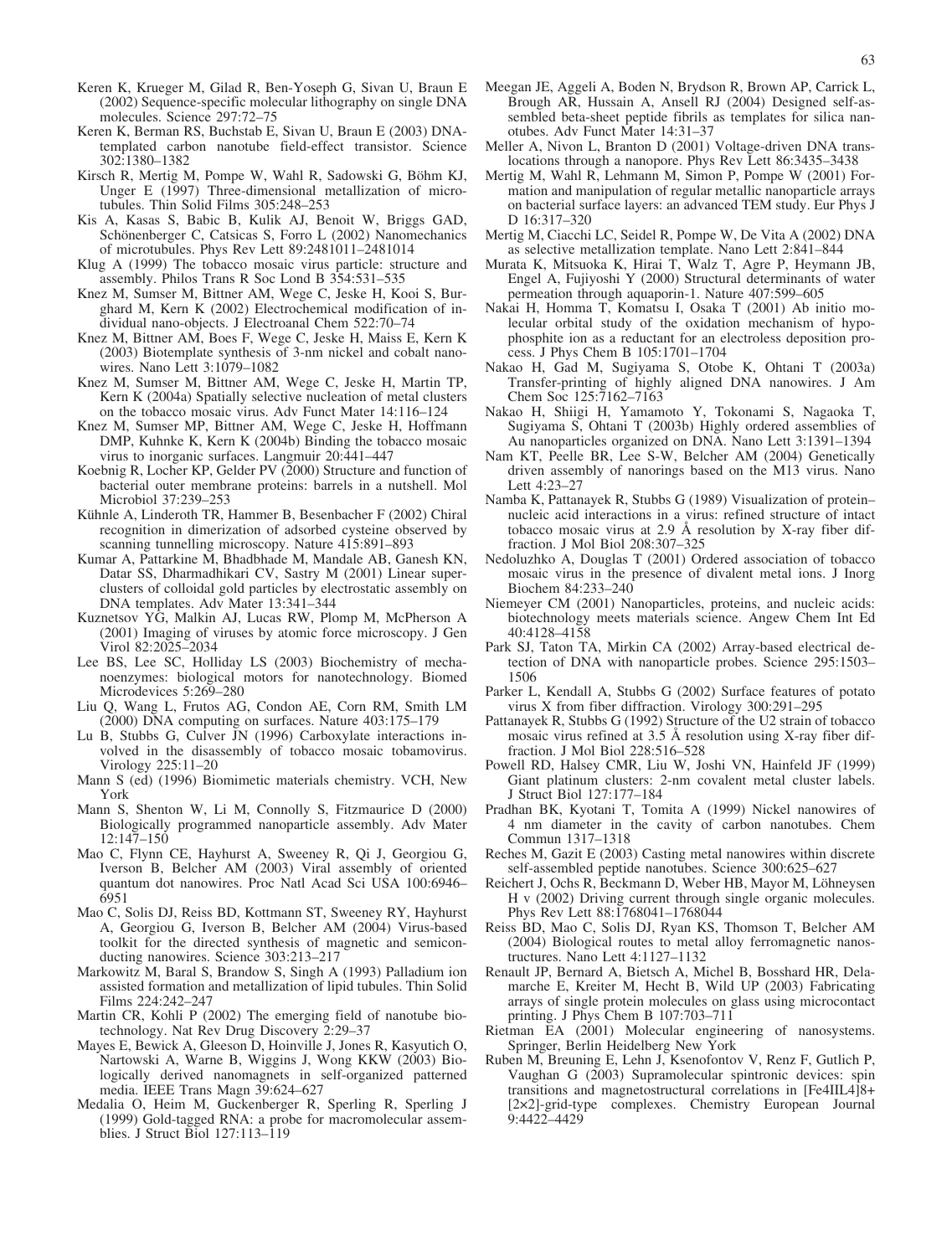Keren K, Krueger M, Gilad R, Ben-Yoseph G, Sivan U, Braun E (2002) Sequence-specific molecular lithography on single DNA molecules. Science 297:72–75

Keren K, Berman RS, Buchstab E, Sivan U, Braun E (2003) DNA-templated carbon nanotube field-effect transistor. Science 302:1380–1382

Kirsch R, Mertig M, Pompe W, Wahl R, Sadowski G, Böhm KJ, Unger E (1997) Three-dimensional metallization of microtubules. Thin Solid Films 305:248–253

Kis A, Kasas S, Babic B, Kulik AJ, Benoit W, Briggs GAD, Schönenberger C, Catsicas S, Forro L (2002) Nanomechanics of microtubules. Phys Rev Lett 89:2481011–2481014

Klug A (1999) The tobacco mosaic virus particle: structure and assembly. Philos Trans R Soc Lond B 354:531–535

Knez M, Sumser M, Bittner AM, Wege C, Jeske H, Kooi S, Burghard M, Kern K (2002) Electrochemical modification of individual nano-objects. J Electroanal Chem 522:70–74

Knez M, Bittner AM, Boes F, Wege C, Jeske H, Maiss E, Kern K (2003) Biotemplate synthesis of 3-nm nickel and cobalt nanowires. Nano Lett 3:1079–1082

Knez M, Sumser M, Bittner AM, Wege C, Jeske H, Martin TP, Kern K (2004a) Spatially selective nucleation of metal clusters on the tobacco mosaic virus. Adv Funct Mater 14:116–124

Knez M, Sumser MP, Bittner AM, Wege C, Jeske H, Hoffmann DMP, Kuhnke K, Kern K (2004b) Binding the tobacco mosaic virus to inorganic surfaces. Langmuir 20:441–447

Koebnig R, Locher KP, Gelder PV (2000) Structure and function of bacterial outer membrane proteins: barrels in a nutshell. Mol Microbiol 37:239–253

Kühnle A, Linderoth TR, Hammer B, Besenbacher F (2002) Chiral recognition in dimerization of adsorbed cysteine observed by scanning tunnelling microscopy. Nature 415:891–893

Kumar A, Pattarkine M, Bhadbhade M, Mandale AB, Ganesh KN, Datar SS, Dharmadhikari CV, Sastry M (2001) Linear superclusters of colloidal gold particles by electrostatic assembly on DNA templates. Adv Mater 13:341–344

Kuznetsov YG, Malkin AJ, Lucas RW, Plomp M, McPherson A (2001) Imaging of viruses by atomic force microscopy. J Gen Virol 82:2025–2034

Lee BS, Lee SC, Holliday LS (2003) Biochemistry of mechanoenzymes: biological motors for nanotechnology. Biomed Microdevices 5:269–280

Liu Q, Wang L, Frutos AG, Condon AE, Corn RM, Smith LM (2000) DNA computing on surfaces. Nature 403:175–179

Lu B, Stubbs G, Culver JN (1996) Carboxylate interactions involved in the disassembly of tobacco mosaic tobamovirus. Virology 225:11–20

Mann S (ed) (1996) Biomimetic materials chemistry. VCH, New York

Mann S, Shenton W, Li M, Connolly S, Fitzmaurice D (2000) Biologically programmed nanoparticle assembly. Adv Mater 12:147–150

Mao C, Flynn CE, Hayhurst A, Sweeney R, Qi J, Georgiou G, Iverson B, Belcher AM (2003) Viral assembly of oriented quantum dot nanowires. Proc Natl Acad Sci USA 100:6946–6951

Mao C, Solis DJ, Reiss BD, Kottmann ST, Sweeney RY, Hayhurst A, Georgiou G, Iverson B, Belcher AM (2004) Virus-based toolkit for the directed synthesis of magnetic and semiconducting nanowires. Science 303:213–217

Markowitz M, Baral S, Brandow S, Singh A (1993) Palladium ion assisted formation and metallization of lipid tubules. Thin Solid Films 224:242–247

Martin CR, Kohli P (2002) The emerging field of nanotube biotechnology. Nat Rev Drug Discovery 2:29–37

Mayes E, Bewick A, Gleeson D, Hoinville J, Jones R, Kasyutich O, Nartowski A, Warne B, Wiggins J, Wong KKW (2003) Biologically derived nanomagnets in self-organized patterned media. IEEE Trans Magn 39:624–627

Medalia O, Heim M, Guckenberger R, Sperling R, Sperling J (1999) Gold-tagged RNA: a probe for macromolecular assemblies. J Struct Biol 127:113–119

Meegan JE, Aggeli A, Boden N, Brydson R, Brown AP, Carrick L, Brough AR, Hussain A, Ansell RJ (2004) Designed self-assembled beta-sheet peptide fibrils as templates for silica nanotubes. Adv Funct Mater 14:31–37

Meller A, Nivon L, Branton D (2001) Voltage-driven DNA translocations through a nanopore. Phys Rev Lett 86:3435–3438

Mertig M, Wahl R, Lehmann M, Simon P, Pompe W (2001) Formation and manipulation of regular metallic nanoparticle arrays on bacterial surface layers: an advanced TEM study. Eur Phys J D 16:317–320

Mertig M, Ciacchi LC, Seidel R, Pompe W, De Vita A (2002) DNA as selective metallization template. Nano Lett 2:841–844

Murata K, Mitsuoka K, Hirai T, Walz T, Agre P, Heymann JB, Engel A, Fujiyoshi Y (2000) Structural determinants of water permeation through aquaporin-1. Nature 407:599–605

Nakai H, Homma T, Komatsu I, Osaka T (2001) Ab initio molecular orbital study of the oxidation mechanism of hypophosphite ion as a reductant for an electroless deposition process. J Phys Chem B 105:1701–1704

Nakao H, Gad M, Sugiyama S, Otobe K, Ohtani T (2003a) Transfer-printing of highly aligned DNA nanowires. J Am Chem Soc 125:7162–7163

Nakao H, Shiigi H, Yamamoto Y, Tokonami S, Nagaoka T, Sugiyama S, Ohtani T (2003b) Highly ordered assemblies of Au nanoparticles organized on DNA. Nano Lett 3:1391–1394

Nam KT, Peelle BR, Lee S-W, Belcher AM (2004) Genetically driven assembly of nanorings based on the M13 virus. Nano Lett 4:23–27

Namba K, Pattanayek R, Stubbs G (1989) Visualization of protein–nucleic acid interactions in a virus: refined structure of intact tobacco mosaic virus at 2.9 Å resolution by X-ray fiber diffraction. J Mol Biol 208:307–325

Nedoluzhko A, Douglas T (2001) Ordered association of tobacco mosaic virus in the presence of divalent metal ions. J Inorg Biochem 84:233–240

Niemeyer CM (2001) Nanoparticles, proteins, and nucleic acids: biotechnology meets materials science. Angew Chem Int Ed 40:4128–4158

Park SJ, Taton TA, Mirkin CA (2002) Array-based electrical detection of DNA with nanoparticle probes. Science 295:1503–1506

Parker L, Kendall A, Stubbs G (2002) Surface features of potato virus X from fiber diffraction. Virology 300:291–295

Pattanayek R, Stubbs G (1992) Structure of the U2 strain of tobacco mosaic virus refined at 3.5 Å resolution using X-ray fiber diffraction. J Mol Biol 228:516–528

Powell RD, Halsey CMR, Liu W, Joshi VN, Hainfeld JF (1999) Giant platinum clusters: 2-nm covalent metal cluster labels. J Struct Biol 127:177–184

Pradhan BK, Kyotani T, Tomita A (1999) Nickel nanowires of 4 nm diameter in the cavity of carbon nanotubes. Chem Commun 1317–1318

Reches M, Gazit E (2003) Casting metal nanowires within discrete self-assembled peptide nanotubes. Science 300:625–627

Reichert J, Ochs R, Beckmann D, Weber HB, Mayor M, Löhneysen H v (2002) Driving current through single organic molecules. Phys Rev Lett 88:1768041–1768044

Reiss BD, Mao C, Solis DJ, Ryan KS, Thomson T, Belcher AM (2004) Biological routes to metal alloy ferromagnetic nanostructures. Nano Lett 4:1127–1132

Renault JP, Bernard A, Bietsch A, Michel B, Bosshard HR, Delamarche E, Kreiter M, Hecht B, Wild UP (2003) Fabricating arrays of single protein molecules on glass using microcontact printing. J Phys Chem B 107:703–711

Rietman EA (2001) Molecular engineering of nanosystems. Springer, Berlin Heidelberg New York

Ruben M, Breuning E, Lehn J, Ksenofontov V, Renz F, Gutlich P, Vaughan G (2003) Supramolecular spintronic devices: spin transitions and magnetostructural correlations in [Fe4IIL4]8+ [2×2]-grid-type complexes. Chemistry European Journal 9:4422–4429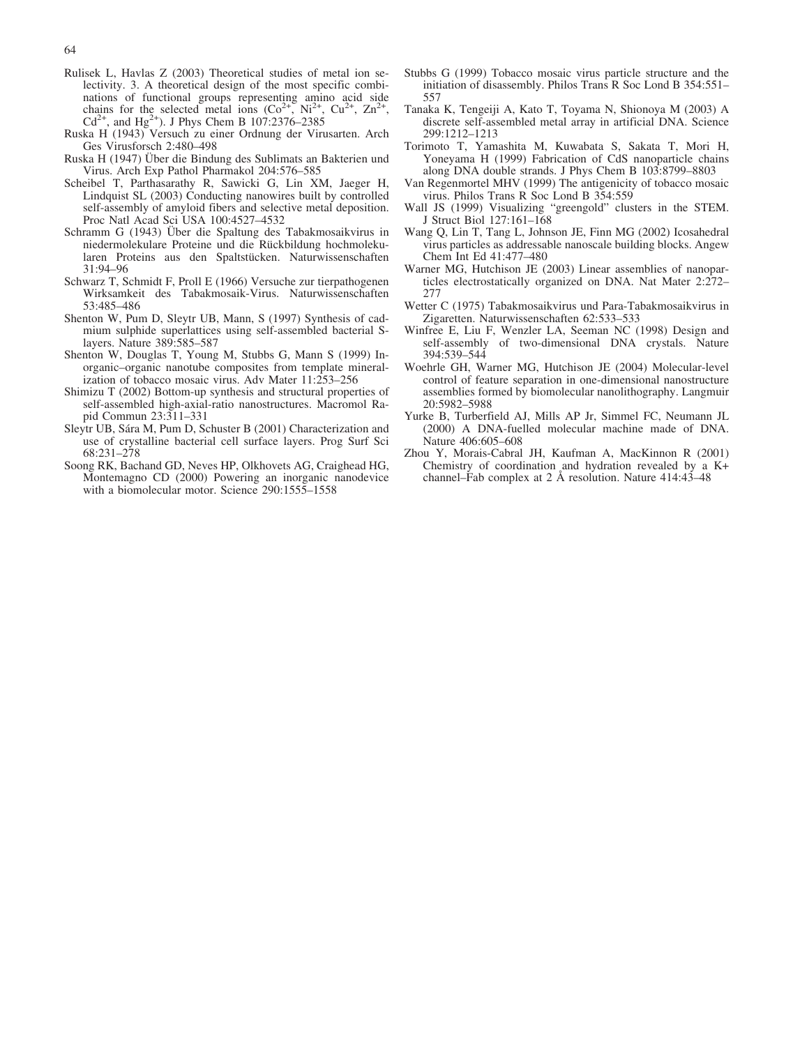Rulisek L, Havlas Z (2003) Theoretical studies of metal ion selectivity. 3. A theoretical design of the most specific combinations of functional groups representing amino acid side chains for the selected metal ions ($Co^{2+}$, $Ni^{2+}$, $Cu^{2+}$, $Zn^{2+}$, $Cd^{2+}$, and $Hg^{2+}$). J Phys Chem B 107:2376–2385

Ruska H (1943) Versuch zu einer Ordnung der Virusarten. Arch Ges Virusforsch 2:480–498

Ruska H (1947) Über die Bindung des Sublimats an Bakterien und Virus. Arch Exp Pathol Pharmakol 204:576–585

Scheibel T, Parthasarathy R, Sawicki G, Lin XM, Jaeger H, Lindquist SL (2003) Conducting nanowires built by controlled self-assembly of amyloid fibers and selective metal deposition. Proc Natl Acad Sci USA 100:4527–4532

Schramm G (1943) Über die Spaltung des Tabakmosaikvirus in niedermolekulare Proteine und die Rückbildung hochmolekularen Proteins aus den Spaltstücken. Naturwissenschaften 31:94–96

Schwarz T, Schmidt F, Proll E (1966) Versuche zur tierpathogenen Wirksamkeit des Tabakmosaik-Virus. Naturwissenschaften 53:485–486

Shenton W, Pum D, Sleytr UB, Mann, S (1997) Synthesis of cadmium sulphide superlattices using self-assembled bacterial S-layers. Nature 389:585–587

Shenton W, Douglas T, Young M, Stubbs G, Mann S (1999) Inorganic–organic nanotube composites from template mineralization of tobacco mosaic virus. Adv Mater 11:253–256

Shimizu T (2002) Bottom-up synthesis and structural properties of self-assembled high-axial-ratio nanostructures. Macromol Rapid Commun 23:311–331

Sleytr UB, Sára M, Pum D, Schuster B (2001) Characterization and use of crystalline bacterial cell surface layers. Prog Surf Sci 68:231–278

Soong RK, Bachand GD, Neves HP, Olkhovets AG, Craighead HG, Montemagno CD (2000) Powering an inorganic nanodevice with a biomolecular motor. Science 290:1555–1558

Stubbs G (1999) Tobacco mosaic virus particle structure and the initiation of disassembly. Philos Trans R Soc Lond B 354:551–557

Tanaka K, Tengeiji A, Kato T, Toyama N, Shionoya M (2003) A discrete self-assembled metal array in artificial DNA. Science 299:1212–1213

Torimoto T, Yamashita M, Kuwabata S, Sakata T, Mori H, Yoneyama H (1999) Fabrication of CdS nanoparticle chains along DNA double strands. J Phys Chem B 103:8799–8803

Van Regenmortel MHV (1999) The antigenicity of tobacco mosaic virus. Philos Trans R Soc Lond B 354:559

Wall JS (1999) Visualizing "greengold" clusters in the STEM. J Struct Biol 127:161–168

Wang Q, Lin T, Tang L, Johnson JE, Finn MG (2002) Icosahedral virus particles as addressable nanoscale building blocks. Angew Chem Int Ed 41:477–480

Warner MG, Hutchison JE (2003) Linear assemblies of nanoparticles electrostatically organized on DNA. Nat Mater 2:272–277

Wetter C (1975) Tabakmosaikvirus und Para-Tabakmosaikvirus in Zigaretten. Naturwissenschaften 62:533–533

Winfree E, Liu F, Wenzler LA, Seeman NC (1998) Design and self-assembly of two-dimensional DNA crystals. Nature 394:539–544

Woehrle GH, Warner MG, Hutchison JE (2004) Molecular-level control of feature separation in one-dimensional nanostructure assemblies formed by biomolecular nanolithography. Langmuir 20:5982–5988

Yurke B, Turberfield AJ, Mills AP Jr, Simmel FC, Neumann JL (2000) A DNA-fuelled molecular machine made of DNA. Nature 406:605–608

Zhou Y, Morais-Cabral JH, Kaufman A, MacKinnon R (2001) Chemistry of coordination and hydration revealed by a $K^+$ channel–Fab complex at 2 Å resolution. Nature 414:43–48